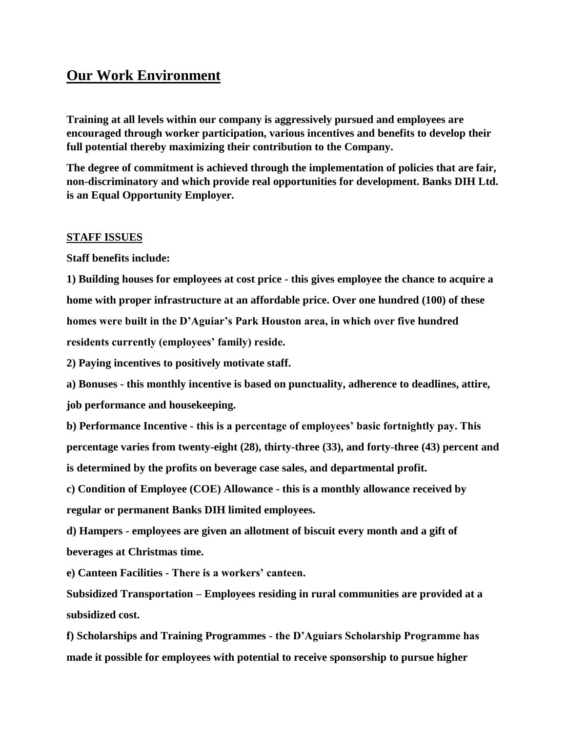# Our Work Environment

**Training at all levels within our company is aggressively pursued and employees are encouraged through worker participation, various incentives and benefits to develop their full potential thereby maximizing their contribution to the Company.**

**The degree of commitment is achieved through the implementation of policies that are fair, non-discriminatory and which provide real opportunities for development. Banks DIH Ltd. is an Equal Opportunity Employer.**

**STAFF ISSUES**

**Staff benefits include:**

**1) Building houses for employees at cost price - this gives employee the chance to acquire a home with proper infrastructure at an affordable price. Over one hundred (100) of these homes were built in the D'Aguiar's Park Houston area, in which over five hundred residents currently (employees' family) reside.**

**2) Paying incentives to positively motivate staff.**

**a) Bonuses - this monthly incentive is based on punctuality, adherence to deadlines, attire, job performance and housekeeping.**

**b) Performance Incentive - this is a percentage of employees' basic fortnightly pay. This percentage varies from twenty-eight (28), thirty-three (33), and forty-three (43) percent and is determined by the profits on beverage case sales, and departmental profit.**

**c) Condition of Employee (COE) Allowance - this is a monthly allowance received by regular or permanent Banks DIH limited employees.**

**d) Hampers - employees are given an allotment of biscuit every month and a gift of beverages at Christmas time.**

**e) Canteen Facilities - There is a workers' canteen.**

**Subsidized Transportation – Employees residing in rural communities are provided at a subsidized cost.**

**f) Scholarships and Training Programmes - the D'Aguiars Scholarship Programme has made it possible for employees with potential to receive sponsorship to pursue higher**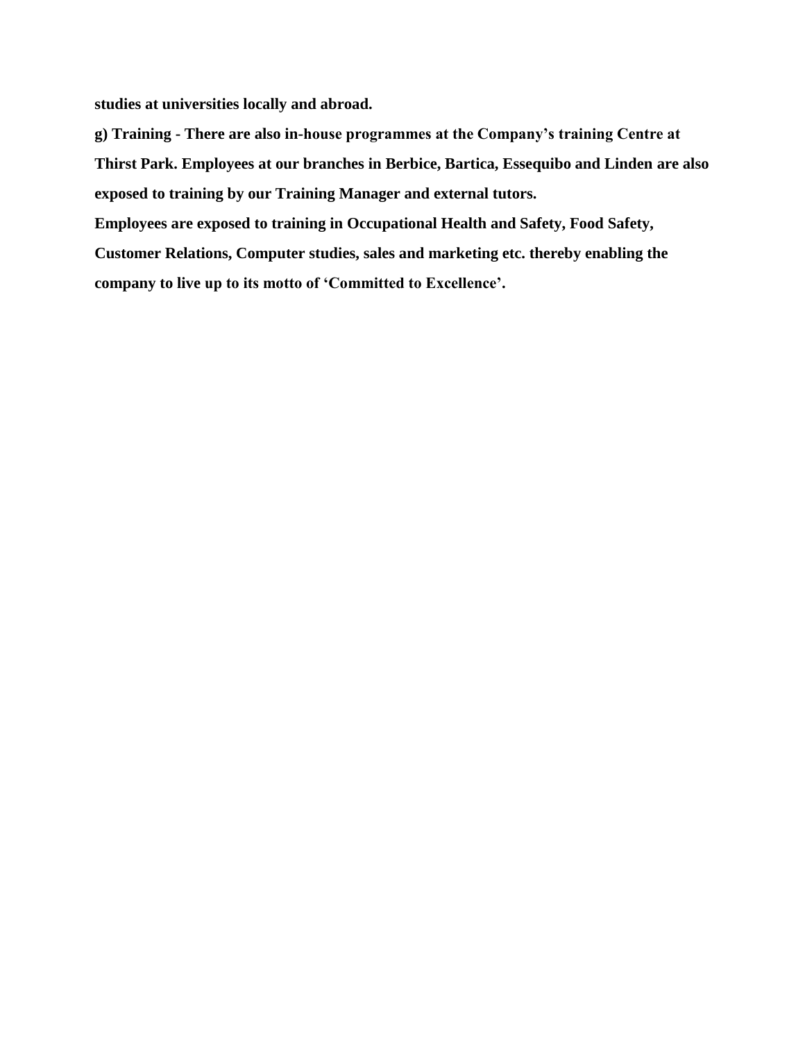**studies at universities locally and abroad.**

**g) Training - There are also in-house programmes at the Company's training Centre at Thirst Park. Employees at our branches in Berbice, Bartica, Essequibo and Linden are also exposed to training by our Training Manager and external tutors.**

**Employees are exposed to training in Occupational Health and Safety, Food Safety, Customer Relations, Computer studies, sales and marketing etc. thereby enabling the company to live up to its motto of 'Committed to Excellence'.**